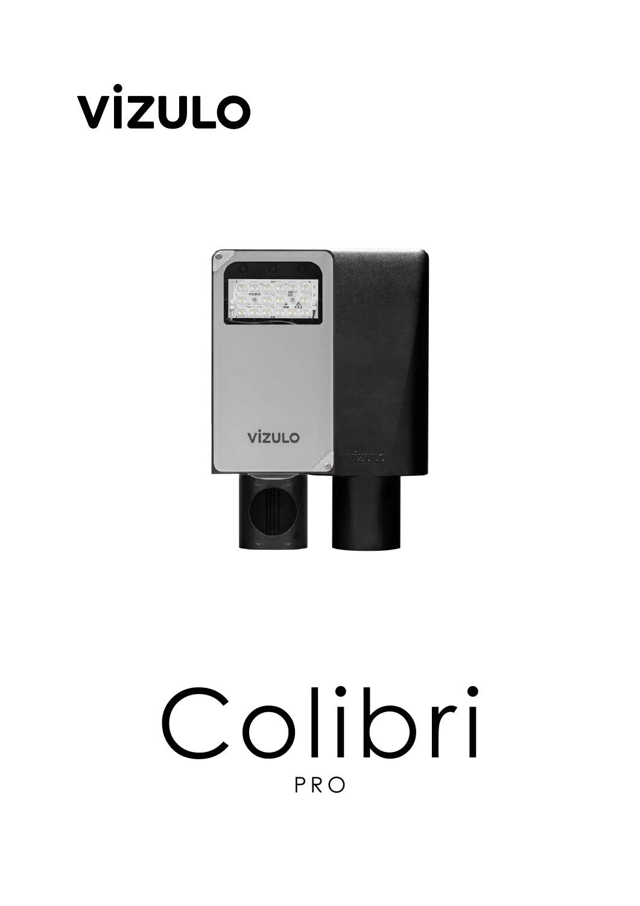VIZULO

# Colibri

PRO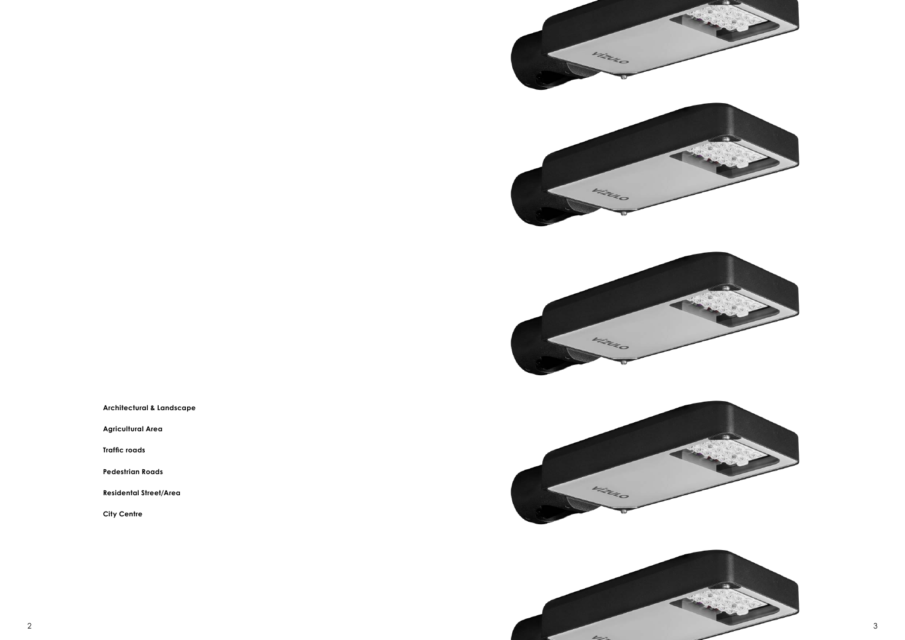**Architectural & Landscape**

**Agricultural Area**

**Traffic roads**

**Pedestrian Roads**

**Residental Street/Area**

**City Centre**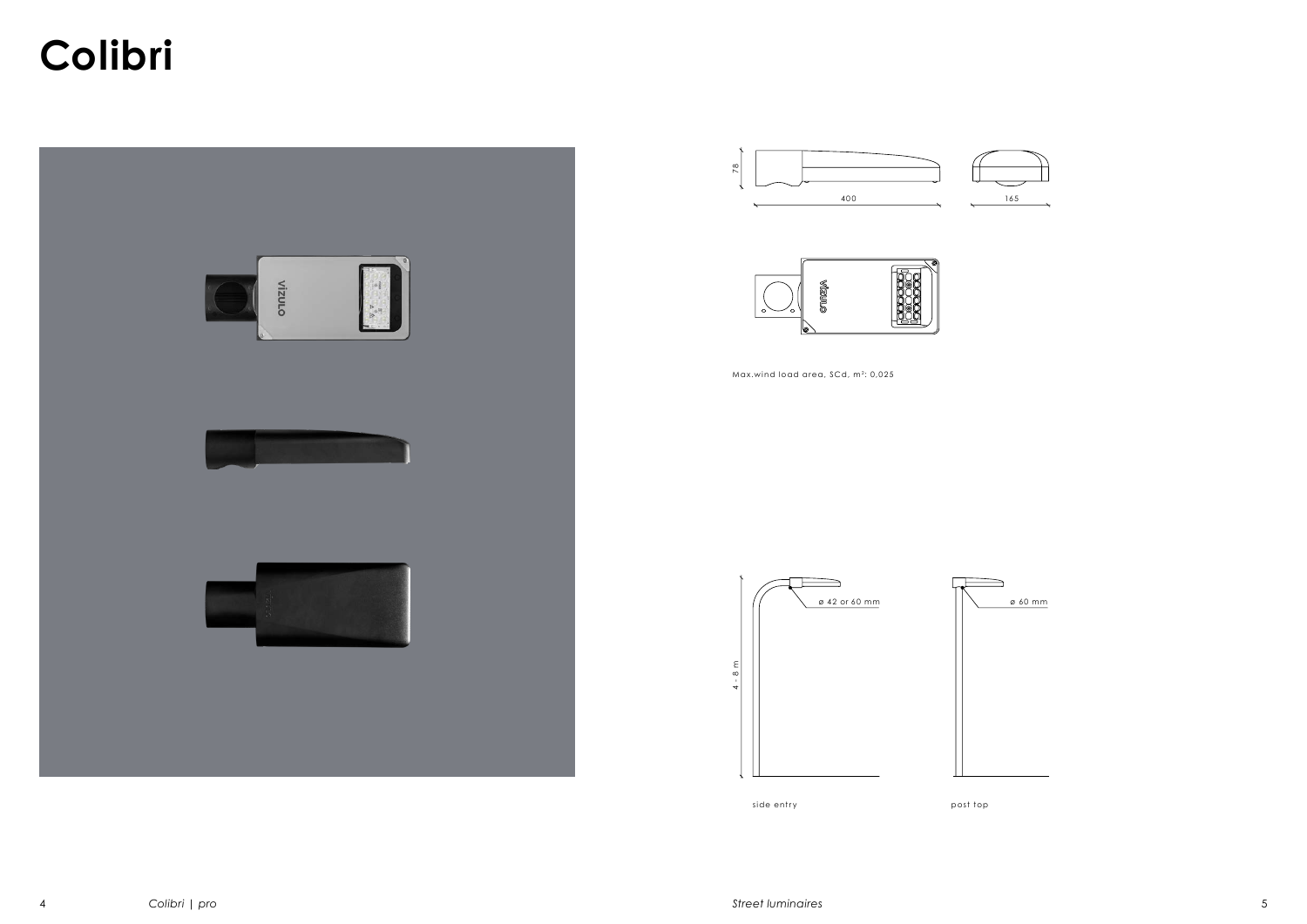# Colibri

78

400

165

Max.wind load area, SCd, m²: 0,025

4 - 8 m

ø 42 or 60 mm

ø 60 mm

side entry

post top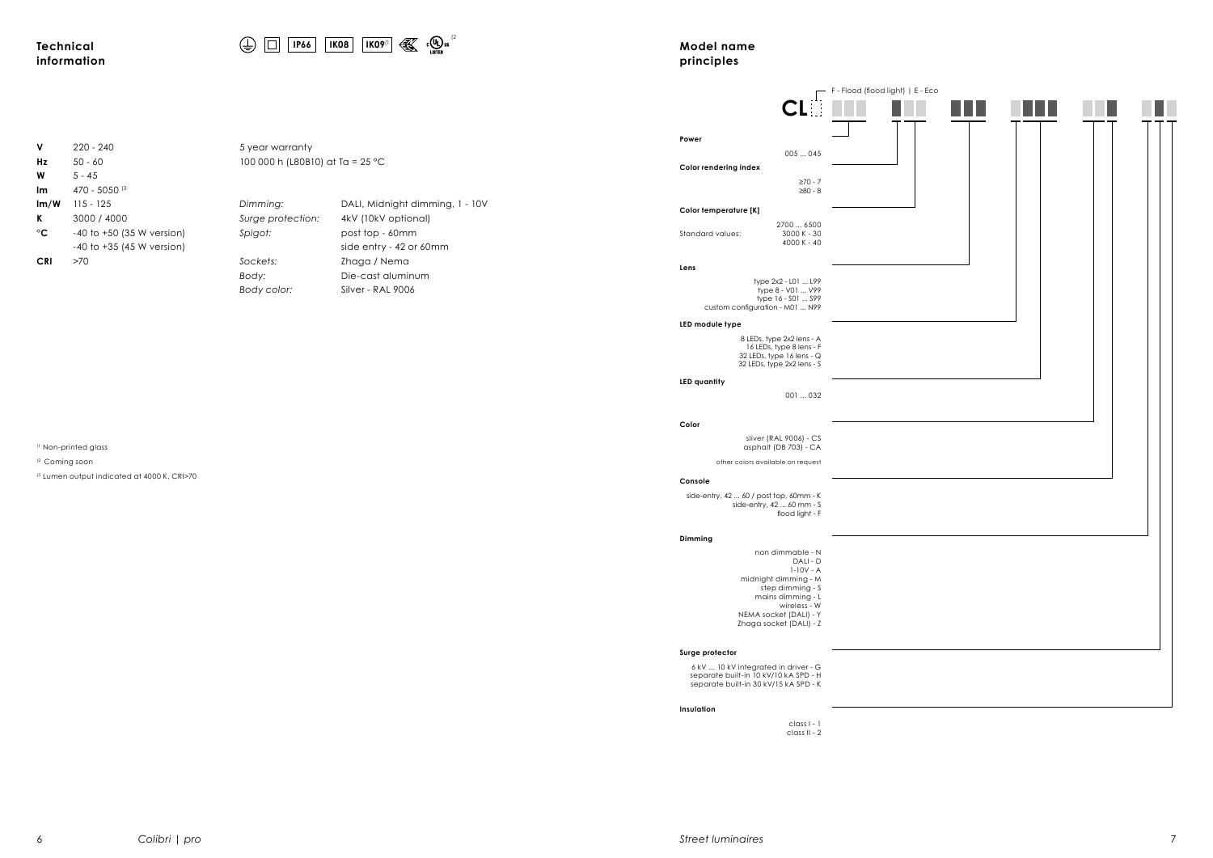## Technical information

IP66 | IK08 | IK09[1] | cULus[2]

| | |
|---|---|
| **V** | 220 - 240 |
| **Hz** | 50 - 60 |
| **W** | 5 - 45 |
| **lm** | 470 - 5050 [3] |
| **lm/W** | 115 - 125 |
| **K** | 3000 / 4000 |
| **°C** | -40 to +50 (35 W version) |
| | -40 to +35 (45 W version) |
| **CRI** | >70 |

5 year warranty

100 000 h (L80B10) at Ta = 25 °C

| | |
|---|---|
| *Dimming:* | DALI, Midnight dimming, 1 - 10V |
| *Surge protection:* | 4kV (10kV optional) |
| *Spigot:* | post top - 60mm |
| | side entry - 42 or 60mm |
| *Sockets:* | Zhaga / Nema |
| *Body:* | Die-cast aluminum |
| *Body color:* | Silver - RAL 9006 |

[1] Non-printed glass

[2] Coming soon

[3] Lumen output indicated at 4000 K, CRI>70

## Model name principles

CL F - Flood (flood light) | E - Eco

**Power**

005 ... 045

**Color rendering index**

≥70 - 7
≥80 - 8

**Color temperature [K]**

2700 ... 6500

Standard values: 3000 K - 30, 4000 K - 40

**Lens**

type 2x2 - L01 ... L99
type 8 - V01 ... V99
type 16 - S01 ... S99
custom configuration - M01 ... N99

**LED module type**

8 LEDs, type 2x2 lens - A
16 LEDs, type 8 lens - F
32 LEDs, type 16 lens - Q
32 LEDs, type 2x2 lens - S

**LED quantity**

001 ... 032

**Color**

sliver (RAL 9006) - CS
asphalt (DB 703) - CA

other colors available on request

**Console**

side-entry, 42 ... 60 / post top, 60mm - K
side-entry, 42 ... 60 mm - S
flood light - F

**Dimming**

non dimmable - N
DALI - D
1-10V - A
midnight dimming - M
step dimming - S
mains dimming - L
wireless - W
NEMA socket (DALI) - Y
Zhaga socket (DALI) - Z

**Surge protector**

6 kV ... 10 kV integrated in driver - G
separate built-in 10 kV/10 kA SPD - H
separate built-in 30 kV/15 kA SPD - K

**Insulation**

class I - 1
class II - 2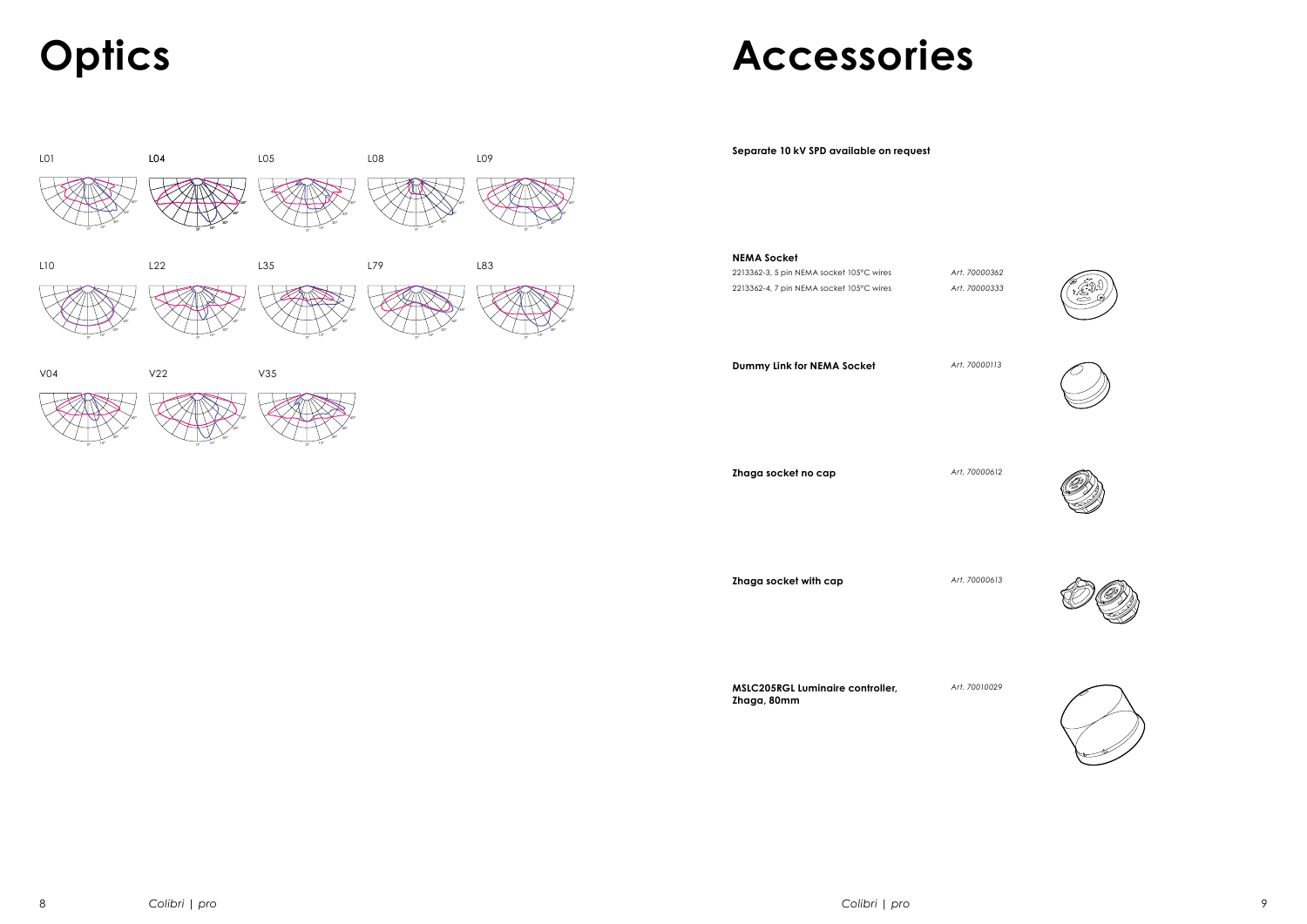# Optics

L01

L04

L05

L08

L09

L10

L22

L35

L79

L83

V04

V22

V35

# Accessories

**Separate 10 kV SPD available on request**

**NEMA Socket**

| | |
|---|---|
| 2213362-3, 5 pin NEMA socket 105°C wires | *Art. 70000362* |
| 2213362-4, 7 pin NEMA socket 105°C wires | *Art. 70000333* |

**Dummy Link for NEMA Socket** *Art. 70000113*

**Zhaga socket no cap** *Art. 70000612*

**Zhaga socket with cap** *Art. 70000613*

**MSLC205RGL Luminaire controller, Zhaga, 80mm** *Art. 70010029*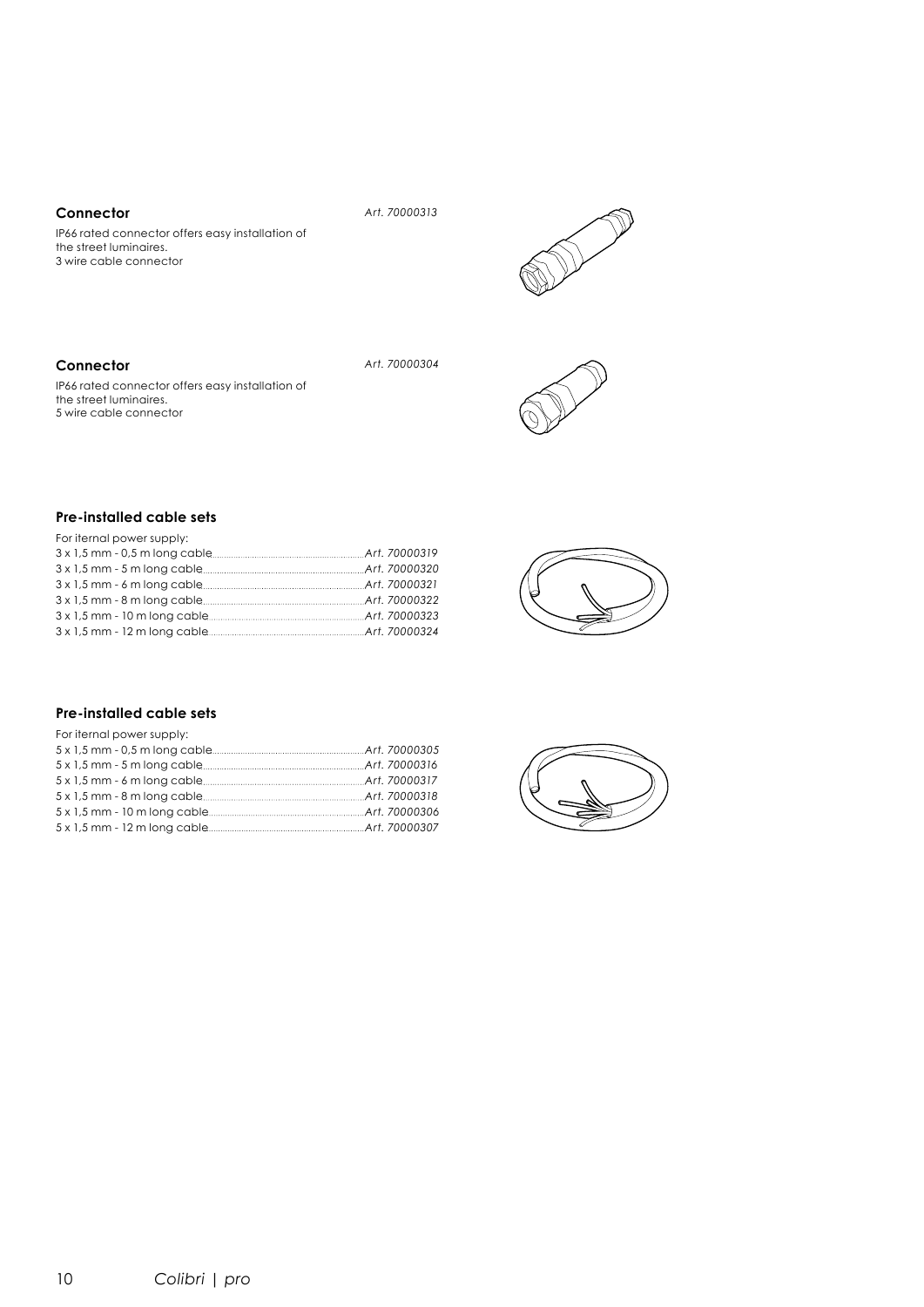## Connector

*Art. 70000313*

IP66 rated connector offers easy installation of the street luminaires.
3 wire cable connector

## Connector

*Art. 70000304*

IP66 rated connector offers easy installation of the street luminaires.
5 wire cable connector

## Pre-installed cable sets

For iternal power supply:

| | |
|---|---|
| 3 x 1,5 mm - 0,5 m long cable | *Art. 70000319* |
| 3 x 1,5 mm - 5 m long cable | *Art. 70000320* |
| 3 x 1,5 mm - 6 m long cable | *Art. 70000321* |
| 3 x 1,5 mm - 8 m long cable | *Art. 70000322* |
| 3 x 1,5 mm - 10 m long cable | *Art. 70000323* |
| 3 x 1,5 mm - 12 m long cable | *Art. 70000324* |

## Pre-installed cable sets

For iternal power supply:

| | |
|---|---|
| 5 x 1,5 mm - 0,5 m long cable | *Art. 70000305* |
| 5 x 1,5 mm - 5 m long cable | *Art. 70000316* |
| 5 x 1,5 mm - 6 m long cable | *Art. 70000317* |
| 5 x 1,5 mm - 8 m long cable | *Art. 70000318* |
| 5 x 1,5 mm - 10 m long cable | *Art. 70000306* |
| 5 x 1,5 mm - 12 m long cable | *Art. 70000307* |